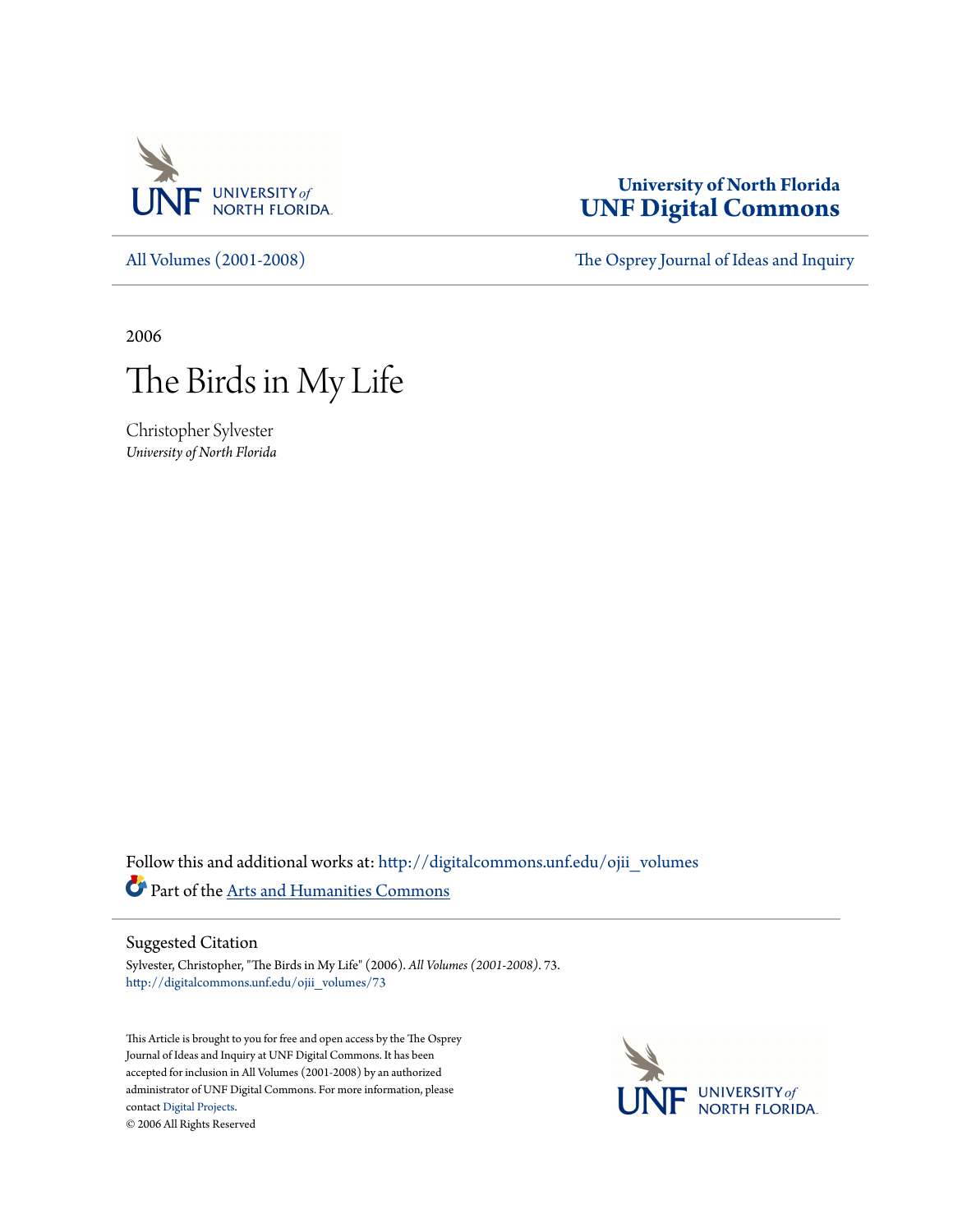University of North Florida
**UNF Digital Commons**

All Volumes (2001-2008) | The Osprey Journal of Ideas and Inquiry

2006

# The Birds in My Life

Christopher Sylvester
*University of North Florida*

Follow this and additional works at: http://digitalcommons.unf.edu/ojii_volumes

Part of the Arts and Humanities Commons

## Suggested Citation

Sylvester, Christopher, "The Birds in My Life" (2006). *All Volumes (2001-2008)*. 73.
http://digitalcommons.unf.edu/ojii_volumes/73

This Article is brought to you for free and open access by the The Osprey Journal of Ideas and Inquiry at UNF Digital Commons. It has been accepted for inclusion in All Volumes (2001-2008) by an authorized administrator of UNF Digital Commons. For more information, please contact Digital Projects.
© 2006 All Rights Reserved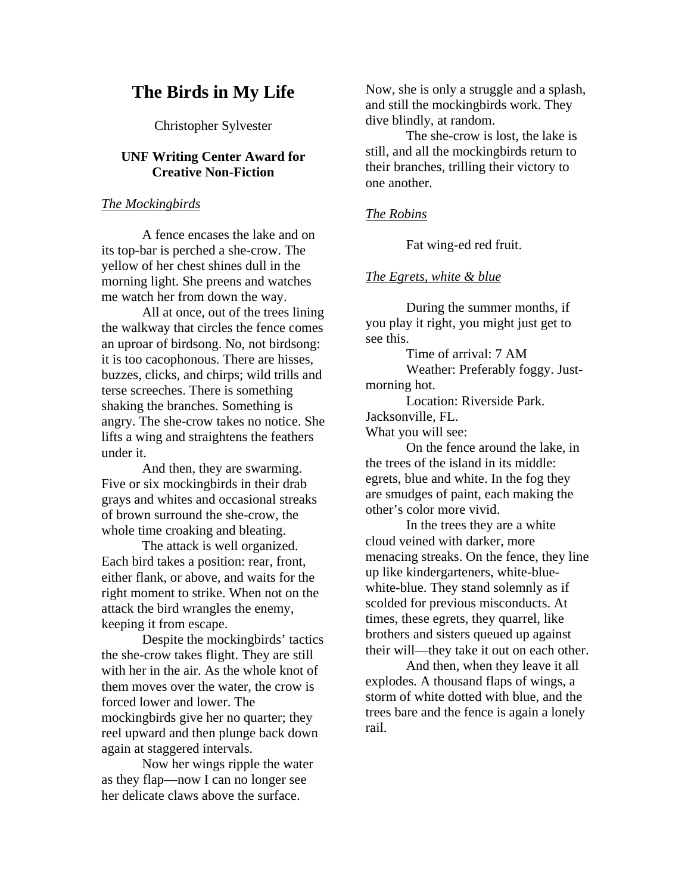# The Birds in My Life

Christopher Sylvester

**UNF Writing Center Award for Creative Non-Fiction**

*The Mockingbirds*

A fence encases the lake and on its top-bar is perched a she-crow. The yellow of her chest shines dull in the morning light. She preens and watches me watch her from down the way.

All at once, out of the trees lining the walkway that circles the fence comes an uproar of birdsong. No, not birdsong: it is too cacophonous. There are hisses, buzzes, clicks, and chirps; wild trills and terse screeches. There is something shaking the branches. Something is angry. The she-crow takes no notice. She lifts a wing and straightens the feathers under it.

And then, they are swarming. Five or six mockingbirds in their drab grays and whites and occasional streaks of brown surround the she-crow, the whole time croaking and bleating.

The attack is well organized. Each bird takes a position: rear, front, either flank, or above, and waits for the right moment to strike. When not on the attack the bird wrangles the enemy, keeping it from escape.

Despite the mockingbirds' tactics the she-crow takes flight. They are still with her in the air. As the whole knot of them moves over the water, the crow is forced lower and lower. The mockingbirds give her no quarter; they reel upward and then plunge back down again at staggered intervals.

Now her wings ripple the water as they flap—now I can no longer see her delicate claws above the surface. Now, she is only a struggle and a splash, and still the mockingbirds work. They dive blindly, at random.

The she-crow is lost, the lake is still, and all the mockingbirds return to their branches, trilling their victory to one another.

*The Robins*

Fat wing-ed red fruit.

*The Egrets, white & blue*

During the summer months, if you play it right, you might just get to see this.

Time of arrival: 7 AM

Weather: Preferably foggy. Just-morning hot.

Location: Riverside Park. Jacksonville, FL.

What you will see:

On the fence around the lake, in the trees of the island in its middle: egrets, blue and white. In the fog they are smudges of paint, each making the other's color more vivid.

In the trees they are a white cloud veined with darker, more menacing streaks. On the fence, they line up like kindergarteners, white-blue-white-blue. They stand solemnly as if scolded for previous misconducts. At times, these egrets, they quarrel, like brothers and sisters queued up against their will—they take it out on each other.

And then, when they leave it all explodes. A thousand flaps of wings, a storm of white dotted with blue, and the trees bare and the fence is again a lonely rail.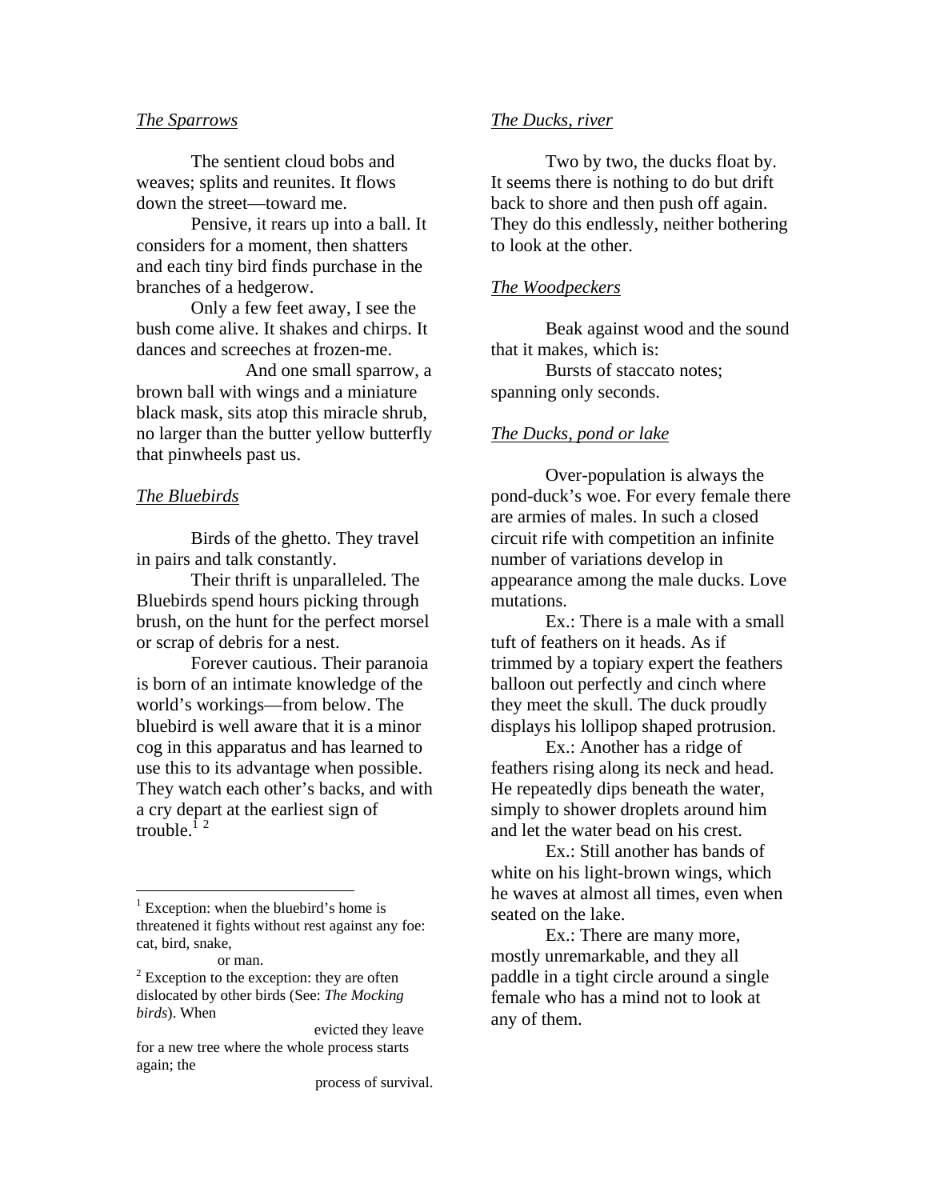*The Sparrows*

The sentient cloud bobs and weaves; splits and reunites. It flows down the street—toward me.

Pensive, it rears up into a ball. It considers for a moment, then shatters and each tiny bird finds purchase in the branches of a hedgerow.

Only a few feet away, I see the bush come alive. It shakes and chirps. It dances and screeches at frozen-me.

And one small sparrow, a brown ball with wings and a miniature black mask, sits atop this miracle shrub, no larger than the butter yellow butterfly that pinwheels past us.

*The Bluebirds*

Birds of the ghetto. They travel in pairs and talk constantly.

Their thrift is unparalleled. The Bluebirds spend hours picking through brush, on the hunt for the perfect morsel or scrap of debris for a nest.

Forever cautious. Their paranoia is born of an intimate knowledge of the world's workings—from below. The bluebird is well aware that it is a minor cog in this apparatus and has learned to use this to its advantage when possible. They watch each other's backs, and with a cry depart at the earliest sign of trouble.[1] [2]

*The Ducks, river*

Two by two, the ducks float by. It seems there is nothing to do but drift back to shore and then push off again. They do this endlessly, neither bothering to look at the other.

*The Woodpeckers*

Beak against wood and the sound that it makes, which is:

Bursts of staccato notes; spanning only seconds.

*The Ducks, pond or lake*

Over-population is always the pond-duck's woe. For every female there are armies of males. In such a closed circuit rife with competition an infinite number of variations develop in appearance among the male ducks. Love mutations.

Ex.: There is a male with a small tuft of feathers on it heads. As if trimmed by a topiary expert the feathers balloon out perfectly and cinch where they meet the skull. The duck proudly displays his lollipop shaped protrusion.

Ex.: Another has a ridge of feathers rising along its neck and head. He repeatedly dips beneath the water, simply to shower droplets around him and let the water bead on his crest.

Ex.: Still another has bands of white on his light-brown wings, which he waves at almost all times, even when seated on the lake.

Ex.: There are many more, mostly unremarkable, and they all paddle in a tight circle around a single female who has a mind not to look at any of them.

---

[1] Exception: when the bluebird's home is threatened it fights without rest against any foe: cat, bird, snake,
or man.

[2] Exception to the exception: they are often dislocated by other birds (See: *The Mocking birds*). When
evicted they leave for a new tree where the whole process starts again; the
process of survival.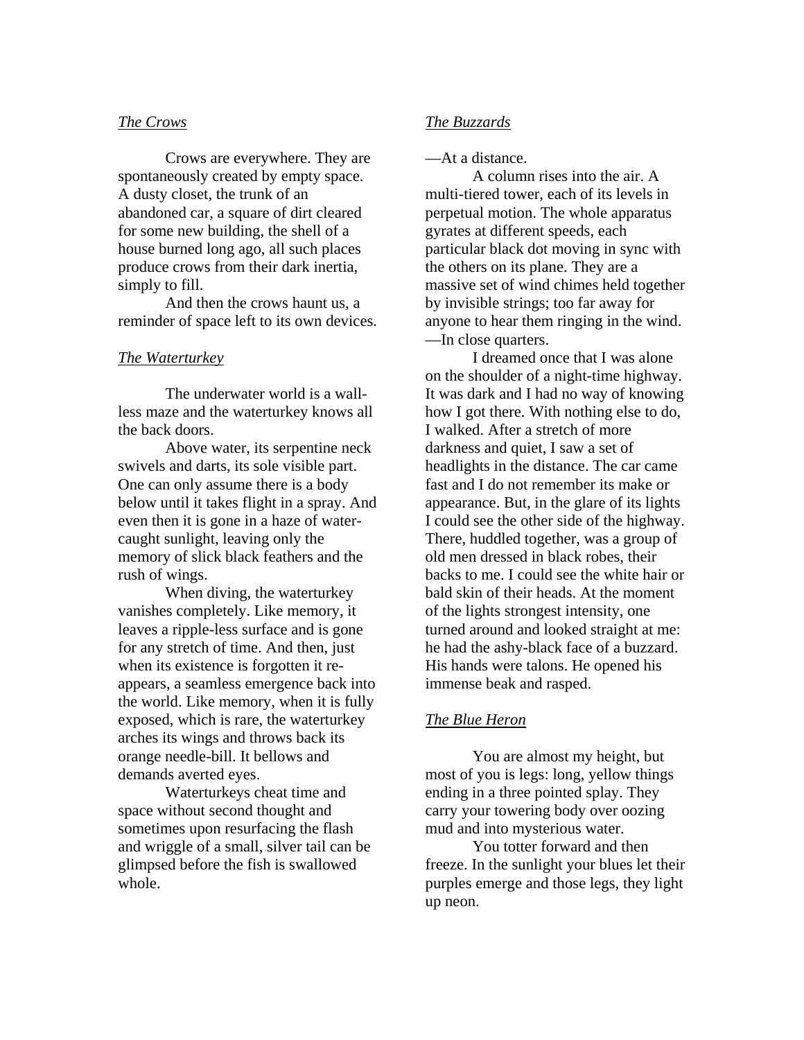*The Crows*

Crows are everywhere. They are spontaneously created by empty space. A dusty closet, the trunk of an abandoned car, a square of dirt cleared for some new building, the shell of a house burned long ago, all such places produce crows from their dark inertia, simply to fill.

And then the crows haunt us, a reminder of space left to its own devices.

*The Waterturkey*

The underwater world is a wall-less maze and the waterturkey knows all the back doors.

Above water, its serpentine neck swivels and darts, its sole visible part. One can only assume there is a body below until it takes flight in a spray. And even then it is gone in a haze of water-caught sunlight, leaving only the memory of slick black feathers and the rush of wings.

When diving, the waterturkey vanishes completely. Like memory, it leaves a ripple-less surface and is gone for any stretch of time. And then, just when its existence is forgotten it re-appears, a seamless emergence back into the world. Like memory, when it is fully exposed, which is rare, the waterturkey arches its wings and throws back its orange needle-bill. It bellows and demands averted eyes.

Waterturkeys cheat time and space without second thought and sometimes upon resurfacing the flash and wriggle of a small, silver tail can be glimpsed before the fish is swallowed whole.

*The Buzzards*

—At a distance.

A column rises into the air. A multi-tiered tower, each of its levels in perpetual motion. The whole apparatus gyrates at different speeds, each particular black dot moving in sync with the others on its plane. They are a massive set of wind chimes held together by invisible strings; too far away for anyone to hear them ringing in the wind.

—In close quarters.

I dreamed once that I was alone on the shoulder of a night-time highway. It was dark and I had no way of knowing how I got there. With nothing else to do, I walked. After a stretch of more darkness and quiet, I saw a set of headlights in the distance. The car came fast and I do not remember its make or appearance. But, in the glare of its lights I could see the other side of the highway. There, huddled together, was a group of old men dressed in black robes, their backs to me. I could see the white hair or bald skin of their heads. At the moment of the lights strongest intensity, one turned around and looked straight at me: he had the ashy-black face of a buzzard. His hands were talons. He opened his immense beak and rasped.

*The Blue Heron*

You are almost my height, but most of you is legs: long, yellow things ending in a three pointed splay. They carry your towering body over oozing mud and into mysterious water.

You totter forward and then freeze. In the sunlight your blues let their purples emerge and those legs, they light up neon.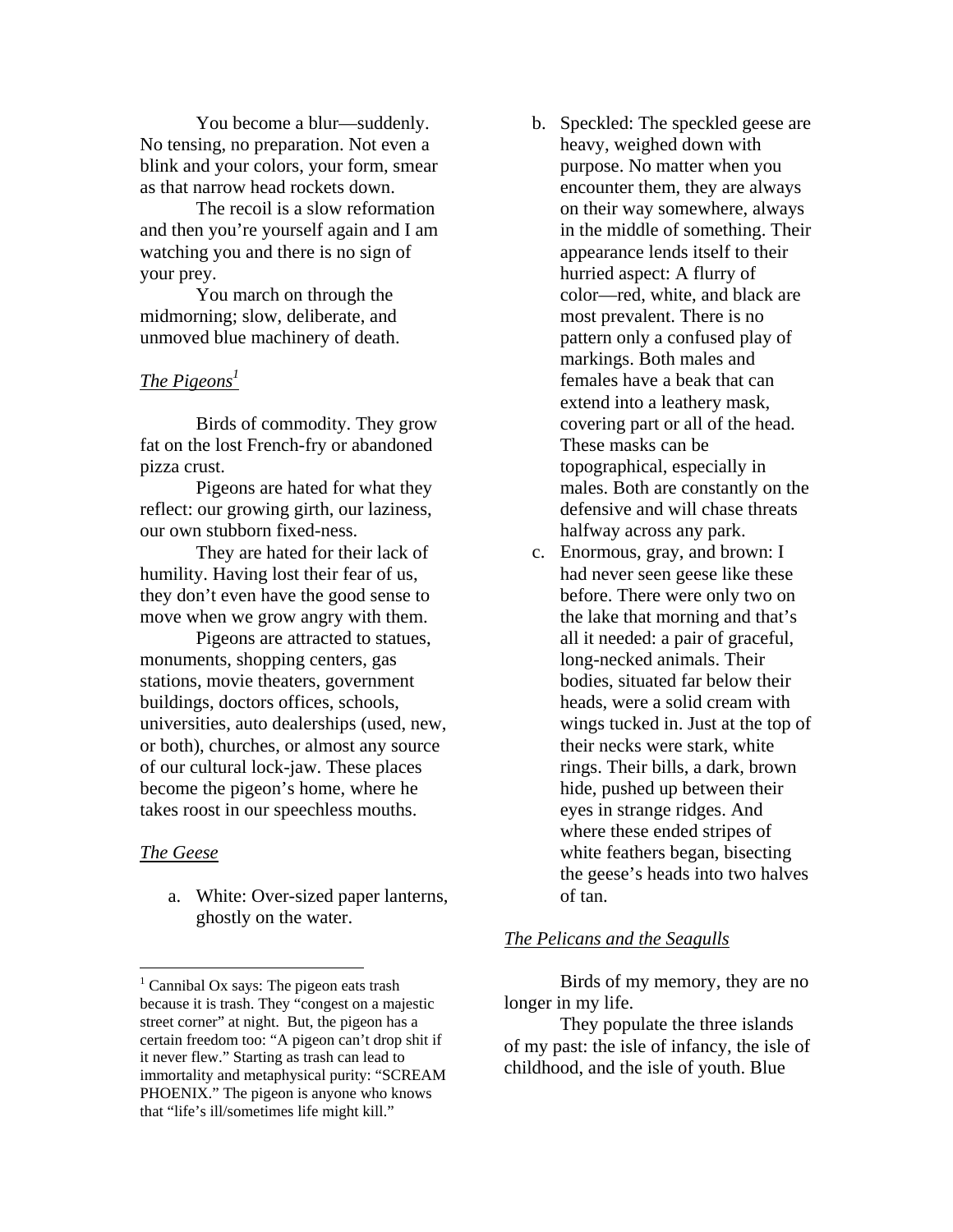You become a blur—suddenly. No tensing, no preparation. Not even a blink and your colors, your form, smear as that narrow head rockets down.

The recoil is a slow reformation and then you're yourself again and I am watching you and there is no sign of your prey.

You march on through the midmorning; slow, deliberate, and unmoved blue machinery of death.

<u>*The Pigeons*[1]</u>

Birds of commodity. They grow fat on the lost French-fry or abandoned pizza crust.

Pigeons are hated for what they reflect: our growing girth, our laziness, our own stubborn fixed-ness.

They are hated for their lack of humility. Having lost their fear of us, they don't even have the good sense to move when we grow angry with them.

Pigeons are attracted to statues, monuments, shopping centers, gas stations, movie theaters, government buildings, doctors offices, schools, universities, auto dealerships (used, new, or both), churches, or almost any source of our cultural lock-jaw. These places become the pigeon's home, where he takes roost in our speechless mouths.

<u>*The Geese*</u>

a. White: Over-sized paper lanterns, ghostly on the water.
b. Speckled: The speckled geese are heavy, weighed down with purpose. No matter when you encounter them, they are always on their way somewhere, always in the middle of something. Their appearance lends itself to their hurried aspect: A flurry of color—red, white, and black are most prevalent. There is no pattern only a confused play of markings. Both males and females have a beak that can extend into a leathery mask, covering part or all of the head. These masks can be topographical, especially in males. Both are constantly on the defensive and will chase threats halfway across any park.
c. Enormous, gray, and brown: I had never seen geese like these before. There were only two on the lake that morning and that's all it needed: a pair of graceful, long-necked animals. Their bodies, situated far below their heads, were a solid cream with wings tucked in. Just at the top of their necks were stark, white rings. Their bills, a dark, brown hide, pushed up between their eyes in strange ridges. And where these ended stripes of white feathers began, bisecting the geese's heads into two halves of tan.

<u>*The Pelicans and the Seagulls*</u>

Birds of my memory, they are no longer in my life.

They populate the three islands of my past: the isle of infancy, the isle of childhood, and the isle of youth. Blue

---

[1] Cannibal Ox says: The pigeon eats trash because it is trash. They "congest on a majestic street corner" at night. But, the pigeon has a certain freedom too: "A pigeon can't drop shit if it never flew." Starting as trash can lead to immortality and metaphysical purity: "SCREAM PHOENIX." The pigeon is anyone who knows that "life's ill/sometimes life might kill."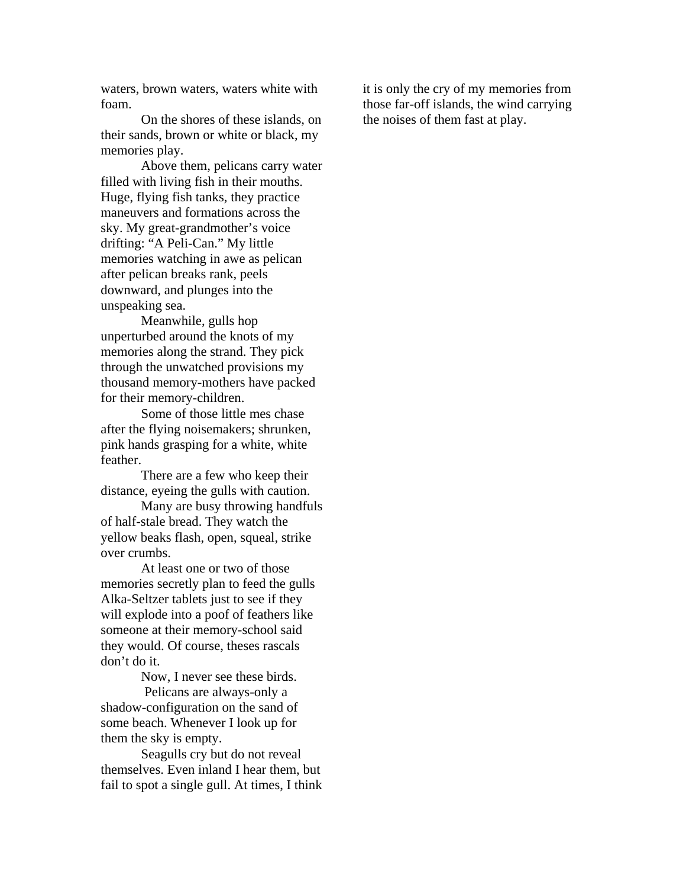waters, brown waters, waters white with foam.

On the shores of these islands, on their sands, brown or white or black, my memories play.

Above them, pelicans carry water filled with living fish in their mouths. Huge, flying fish tanks, they practice maneuvers and formations across the sky. My great-grandmother's voice drifting: "A Peli-Can." My little memories watching in awe as pelican after pelican breaks rank, peels downward, and plunges into the unspeaking sea.

Meanwhile, gulls hop unperturbed around the knots of my memories along the strand. They pick through the unwatched provisions my thousand memory-mothers have packed for their memory-children.

Some of those little mes chase after the flying noisemakers; shrunken, pink hands grasping for a white, white feather.

There are a few who keep their distance, eyeing the gulls with caution.

Many are busy throwing handfuls of half-stale bread. They watch the yellow beaks flash, open, squeal, strike over crumbs.

At least one or two of those memories secretly plan to feed the gulls Alka-Seltzer tablets just to see if they will explode into a poof of feathers like someone at their memory-school said they would. Of course, theses rascals don't do it.

Now, I never see these birds.

Pelicans are always-only a shadow-configuration on the sand of some beach. Whenever I look up for them the sky is empty.

Seagulls cry but do not reveal themselves. Even inland I hear them, but fail to spot a single gull. At times, I think it is only the cry of my memories from those far-off islands, the wind carrying the noises of them fast at play.